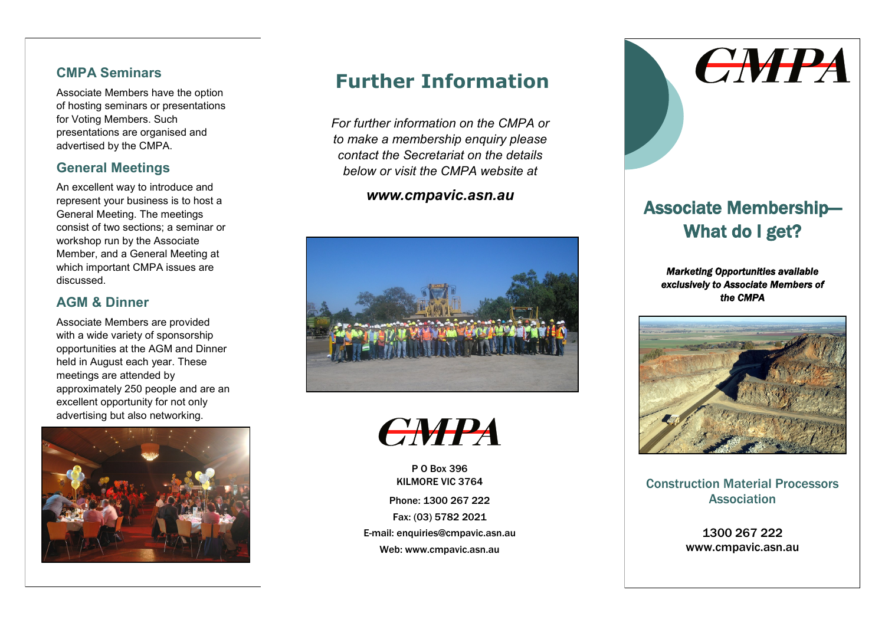## CMPA Seminars

Associate Members have the option of hosting seminars or presentations for Voting Members. Such presentations are organised and advertised by the CMPA.

## General Meetings

An excellent way to introduce and represent your business is to host a General Meeting. The meetings consist of two sections; a seminar or workshop run by the Associate Member, and a General Meeting at which important CMPA issues are discussed.

## AGM & Dinner

Associate Members are provided with a wide variety of sponsorship opportunities at the AGM and Dinner held in August each year. These meetings are attended by approximately 250 people and are an excellent opportunity for not only advertising but also networking.

# Further Information

*For further information on the CMPA or to make a membership enquiry please contact the Secretariat on the details below or visit the CMPA website at*

***www.cmpavic.asn.au***

CMPA

P O Box 396
KILMORE VIC 3764

Phone: 1300 267 222

Fax: (03) 5782 2021

E-mail: enquiries@cmpavic.asn.au

Web: www.cmpavic.asn.au

CMPA

# Associate Membership—What do I get?

***Marketing Opportunities available exclusively to Associate Members of the CMPA***

Construction Material Processors Association

1300 267 222
www.cmpavic.asn.au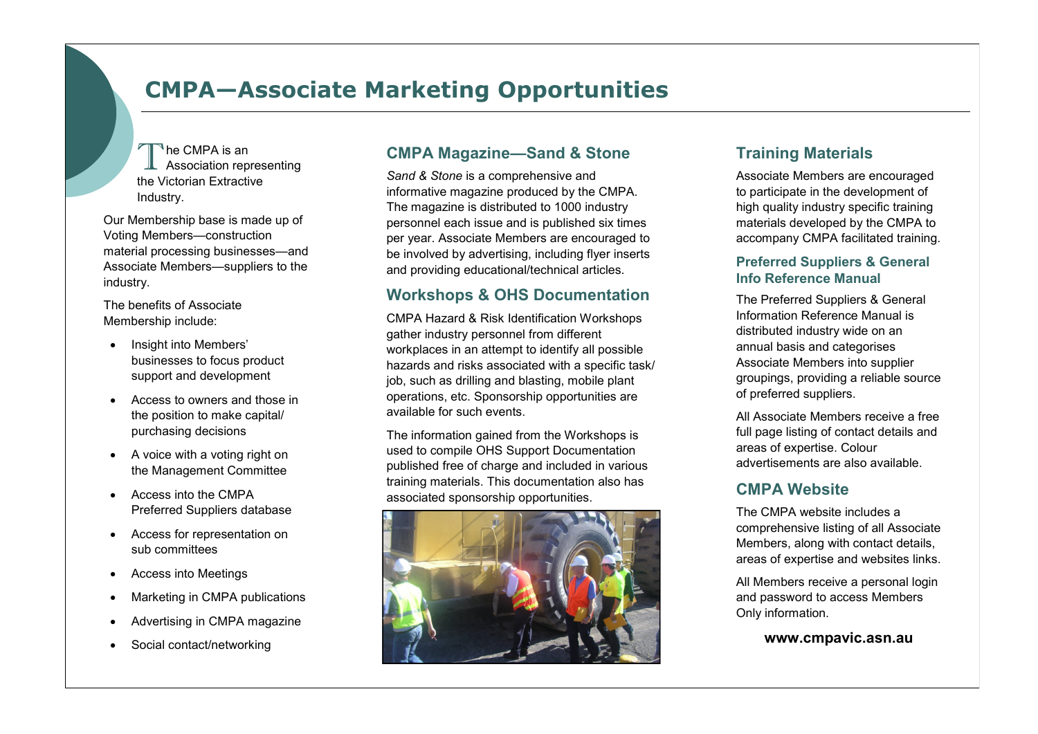# CMPA—Associate Marketing Opportunities

The CMPA is an Association representing the Victorian Extractive Industry.

Our Membership base is made up of Voting Members—construction material processing businesses—and Associate Members—suppliers to the industry.

The benefits of Associate Membership include:

- Insight into Members' businesses to focus product support and development
- Access to owners and those in the position to make capital/ purchasing decisions
- A voice with a voting right on the Management Committee
- Access into the CMPA Preferred Suppliers database
- Access for representation on sub committees
- Access into Meetings
- Marketing in CMPA publications
- Advertising in CMPA magazine
- Social contact/networking

## CMPA Magazine—Sand & Stone

*Sand & Stone* is a comprehensive and informative magazine produced by the CMPA. The magazine is distributed to 1000 industry personnel each issue and is published six times per year. Associate Members are encouraged to be involved by advertising, including flyer inserts and providing educational/technical articles.

## Workshops & OHS Documentation

CMPA Hazard & Risk Identification Workshops gather industry personnel from different workplaces in an attempt to identify all possible hazards and risks associated with a specific task/ job, such as drilling and blasting, mobile plant operations, etc. Sponsorship opportunities are available for such events.

The information gained from the Workshops is used to compile OHS Support Documentation published free of charge and included in various training materials. This documentation also has associated sponsorship opportunities.

## Training Materials

Associate Members are encouraged to participate in the development of high quality industry specific training materials developed by the CMPA to accompany CMPA facilitated training.

### Preferred Suppliers & General Info Reference Manual

The Preferred Suppliers & General Information Reference Manual is distributed industry wide on an annual basis and categorises Associate Members into supplier groupings, providing a reliable source of preferred suppliers.

All Associate Members receive a free full page listing of contact details and areas of expertise. Colour advertisements are also available.

## CMPA Website

The CMPA website includes a comprehensive listing of all Associate Members, along with contact details, areas of expertise and websites links.

All Members receive a personal login and password to access Members Only information.

**www.cmpavic.asn.au**